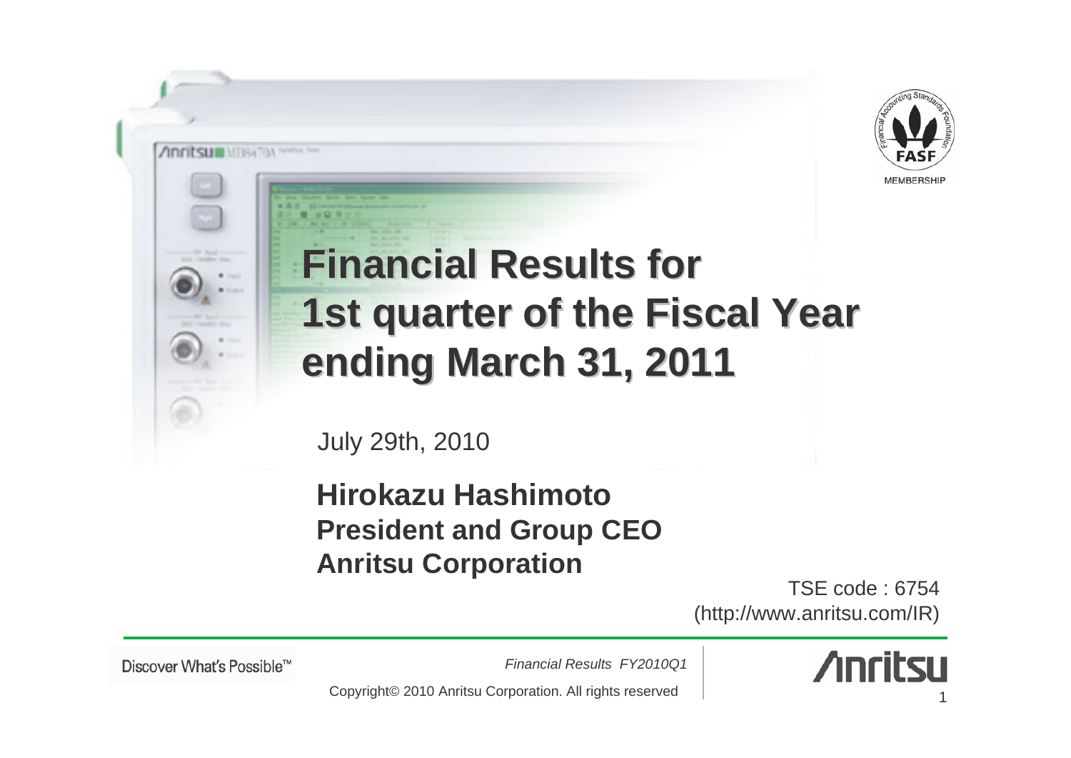# Financial Results for 1st quarter of the Fiscal Year ending March 31, 2011

July 29th, 2010

**Hirokazu Hashimoto**
**President and Group CEO**
**Anritsu Corporation**

TSE code : 6754
(http://www.anritsu.com/IR)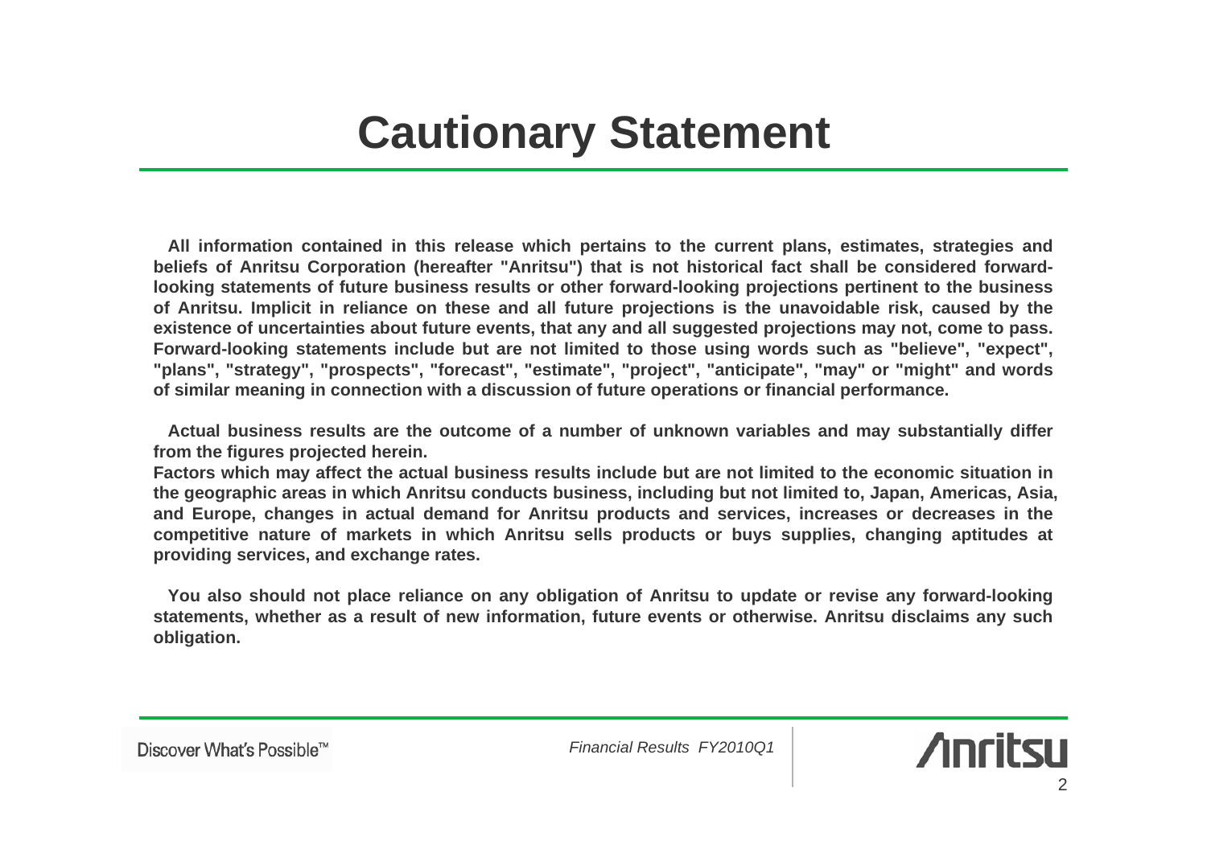# Cautionary Statement

**All information contained in this release which pertains to the current plans, estimates, strategies and beliefs of Anritsu Corporation (hereafter "Anritsu") that is not historical fact shall be considered forward-looking statements of future business results or other forward-looking projections pertinent to the business of Anritsu. Implicit in reliance on these and all future projections is the unavoidable risk, caused by the existence of uncertainties about future events, that any and all suggested projections may not, come to pass. Forward-looking statements include but are not limited to those using words such as "believe", "expect", "plans", "strategy", "prospects", "forecast", "estimate", "project", "anticipate", "may" or "might" and words of similar meaning in connection with a discussion of future operations or financial performance.**

**Actual business results are the outcome of a number of unknown variables and may substantially differ from the figures projected herein.**
**Factors which may affect the actual business results include but are not limited to the economic situation in the geographic areas in which Anritsu conducts business, including but not limited to, Japan, Americas, Asia, and Europe, changes in actual demand for Anritsu products and services, increases or decreases in the competitive nature of markets in which Anritsu sells products or buys supplies, changing aptitudes at providing services, and exchange rates.**

**You also should not place reliance on any obligation of Anritsu to update or revise any forward-looking statements, whether as a result of new information, future events or otherwise. Anritsu disclaims any such obligation.**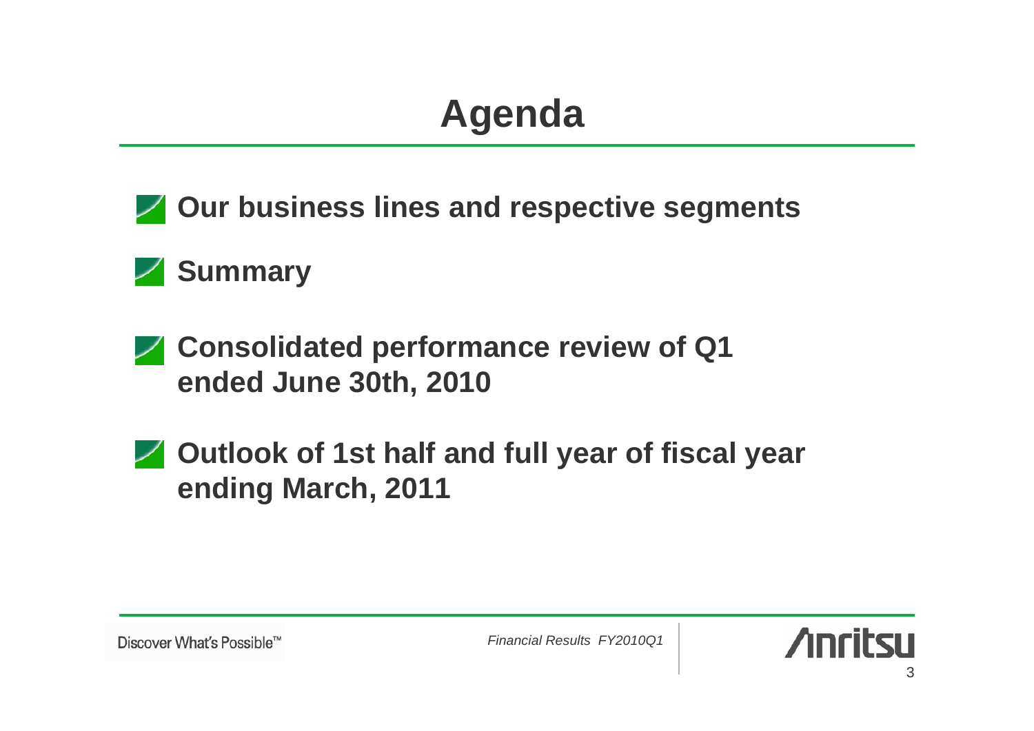# Agenda

- **Our business lines and respective segments**
- **Summary**
- **Consolidated performance review of Q1 ended June 30th, 2010**
- **Outlook of 1st half and full year of fiscal year ending March, 2011**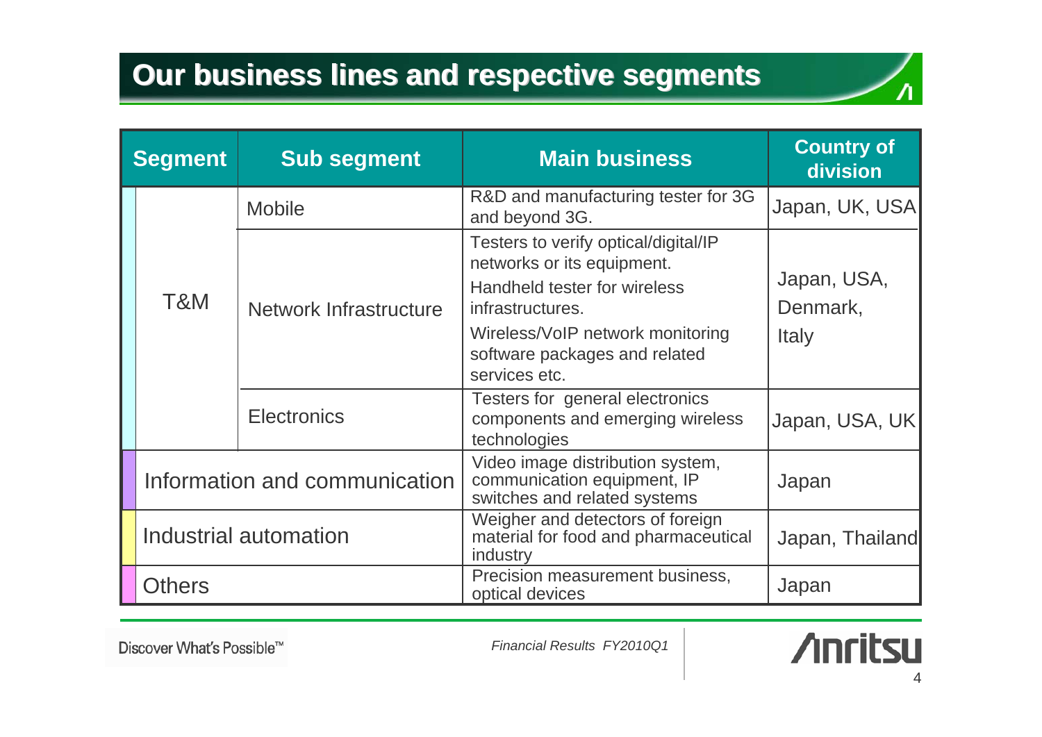# Our business lines and respective segments

| Segment | Sub segment | Main business | Country of division |
|---|---|---|---|
| T&M | Mobile | R&D and manufacturing tester for 3G and beyond 3G. | Japan, UK, USA |
| | Network Infrastructure | Testers to verify optical/digital/IP networks or its equipment. Handheld tester for wireless infrastructures. Wireless/VoIP network monitoring software packages and related services etc. | Japan, USA, Denmark, Italy |
| | Electronics | Testers for general electronics components and emerging wireless technologies | Japan, USA, UK |
| Information and communication | | Video image distribution system, communication equipment, IP switches and related systems | Japan |
| Industrial automation | | Weigher and detectors of foreign material for food and pharmaceutical industry | Japan, Thailand |
| Others | | Precision measurement business, optical devices | Japan |

Discover What's Possible™

*Financial Results FY2010Q1*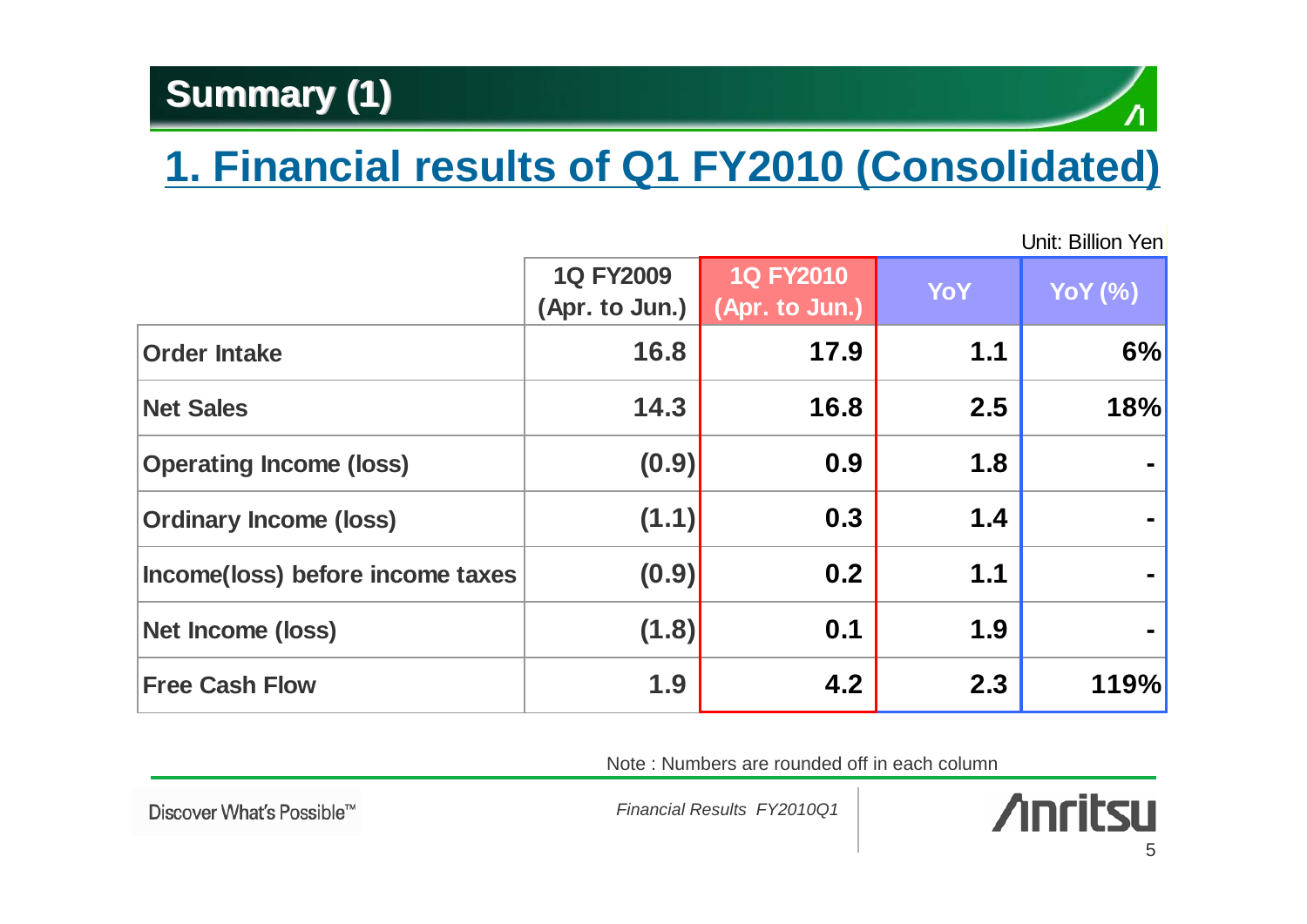# Summary (1)

## 1. Financial results of Q1 FY2010 (Consolidated)

Unit: Billion Yen

| | 1Q FY2009 (Apr. to Jun.) | 1Q FY2010 (Apr. to Jun.) | YoY | YoY (%) |
|---|---|---|---|---|
| Order Intake | 16.8 | 17.9 | 1.1 | 6% |
| Net Sales | 14.3 | 16.8 | 2.5 | 18% |
| Operating Income (loss) | (0.9) | 0.9 | 1.8 | - |
| Ordinary Income (loss) | (1.1) | 0.3 | 1.4 | - |
| Income(loss) before income taxes | (0.9) | 0.2 | 1.1 | - |
| Net Income (loss) | (1.8) | 0.1 | 1.9 | - |
| Free Cash Flow | 1.9 | 4.2 | 2.3 | 119% |

Note : Numbers are rounded off in each column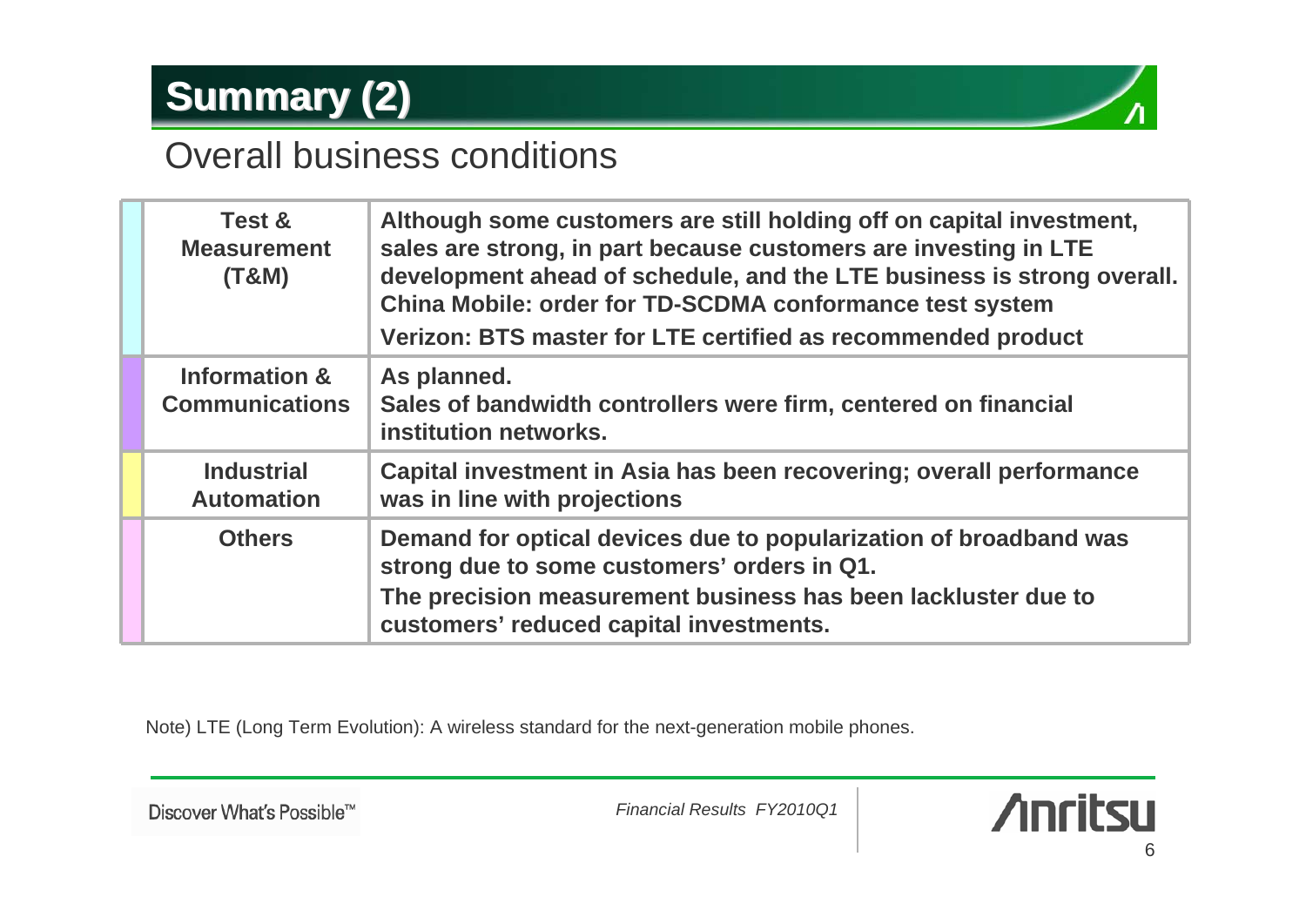# Summary (2)

## Overall business conditions

| Segment | Conditions |
| --- | --- |
| **Test & Measurement (T&M)** | **Although some customers are still holding off on capital investment, sales are strong, in part because customers are investing in LTE development ahead of schedule, and the LTE business is strong overall.** **China Mobile: order for TD-SCDMA conformance test system** **Verizon: BTS master for LTE certified as recommended product** |
| **Information & Communications** | **As planned.** **Sales of bandwidth controllers were firm, centered on financial institution networks.** |
| **Industrial Automation** | **Capital investment in Asia has been recovering; overall performance was in line with projections** |
| **Others** | **Demand for optical devices due to popularization of broadband was strong due to some customers' orders in Q1.** **The precision measurement business has been lackluster due to customers' reduced capital investments.** |

Note) LTE (Long Term Evolution): A wireless standard for the next-generation mobile phones.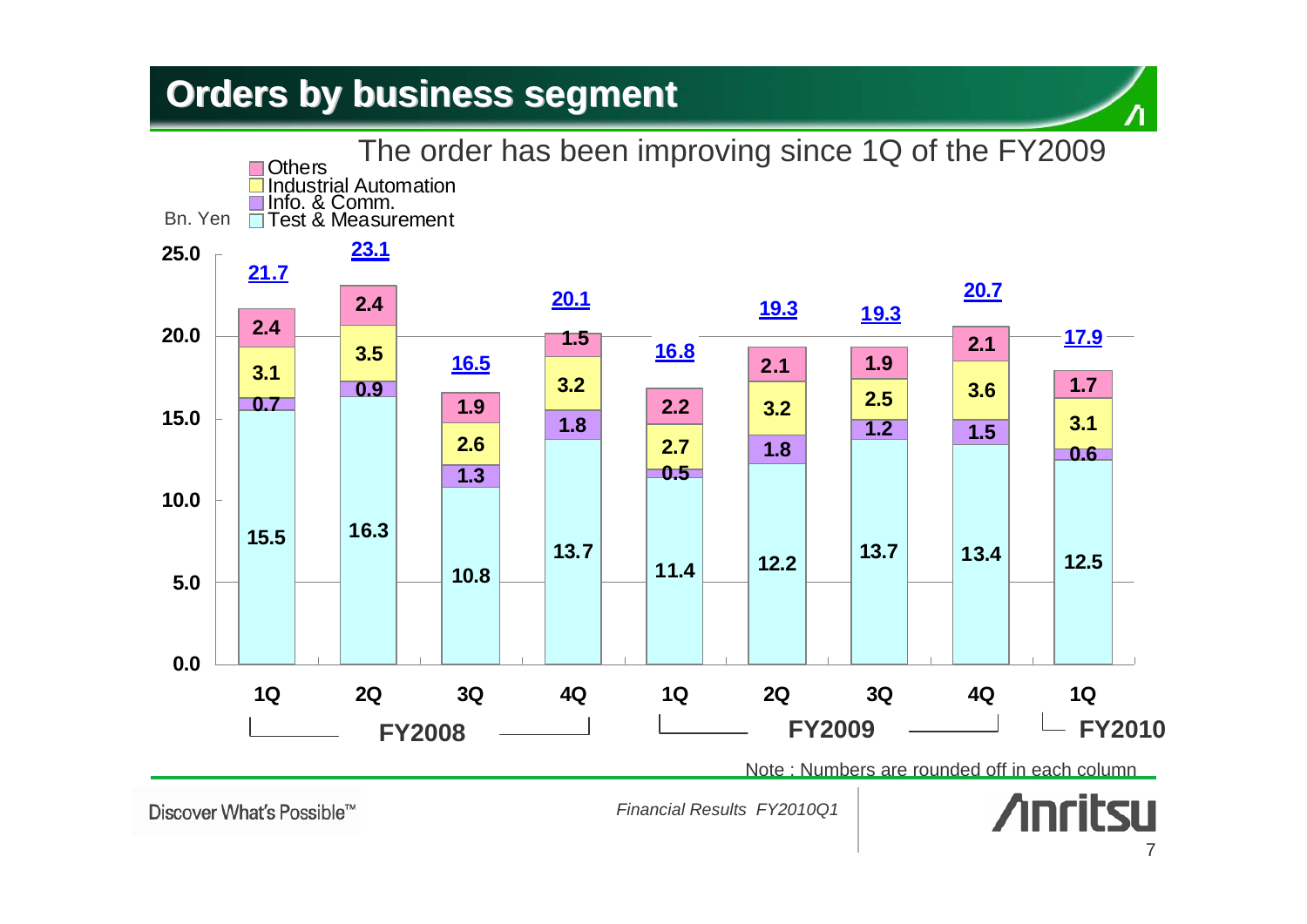# Orders by business segment

The order has been improving since 1Q of the FY2009

Bn. Yen

| | FY2008 1Q | FY2008 2Q | FY2008 3Q | FY2008 4Q | FY2009 1Q | FY2009 2Q | FY2009 3Q | FY2009 4Q | FY2010 1Q |
|---|---|---|---|---|---|---|---|---|---|
| Others | 2.4 | 2.4 | 1.9 | 1.5 | 2.2 | 2.1 | 1.9 | 2.1 | 1.7 |
| Industrial Automation | 3.1 | 3.5 | 2.6 | 3.2 | 2.7 | 3.2 | 2.5 | 3.6 | 3.1 |
| Info. & Comm. | 0.7 | 0.9 | 1.3 | 1.8 | 0.5 | 1.8 | 1.2 | 1.5 | 0.6 |
| Test & Measurement | 15.5 | 16.3 | 10.8 | 13.7 | 11.4 | 12.2 | 13.7 | 13.4 | 12.5 |
| Total | 21.7 | 23.1 | 16.5 | 20.1 | 16.8 | 19.3 | 19.3 | 20.7 | 17.9 |

Note : Numbers are rounded off in each column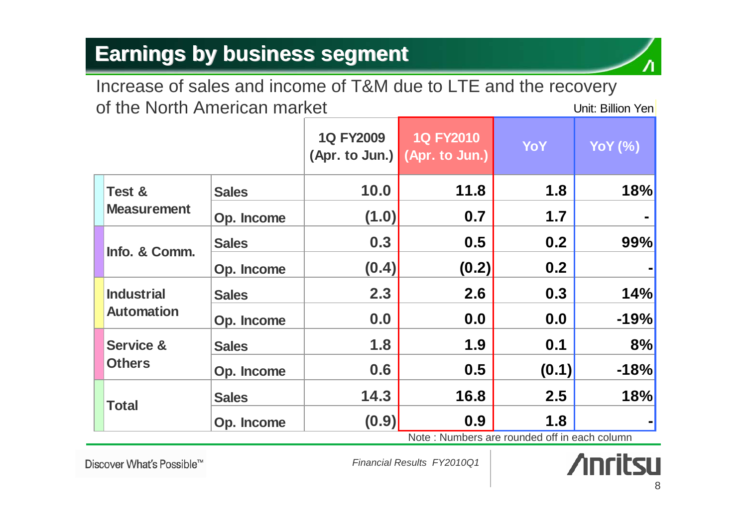# Earnings by business segment

Increase of sales and income of T&M due to LTE and the recovery of the North American market

Unit: Billion Yen

| | | 1Q FY2009 (Apr. to Jun.) | 1Q FY2010 (Apr. to Jun.) | YoY | YoY (%) |
|---|---|---|---|---|---|
| Test & Measurement | Sales | 10.0 | 11.8 | 1.8 | 18% |
| | Op. Income | (1.0) | 0.7 | 1.7 | - |
| Info. & Comm. | Sales | 0.3 | 0.5 | 0.2 | 99% |
| | Op. Income | (0.4) | (0.2) | 0.2 | - |
| Industrial Automation | Sales | 2.3 | 2.6 | 0.3 | 14% |
| | Op. Income | 0.0 | 0.0 | 0.0 | -19% |
| Service & Others | Sales | 1.8 | 1.9 | 0.1 | 8% |
| | Op. Income | 0.6 | 0.5 | (0.1) | -18% |
| Total | Sales | 14.3 | 16.8 | 2.5 | 18% |
| | Op. Income | (0.9) | 0.9 | 1.8 | - |

Note : Numbers are rounded off in each column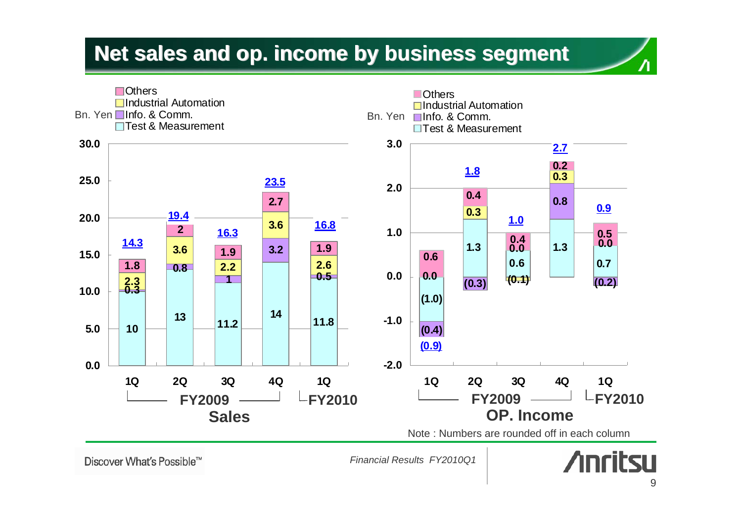# Net sales and op. income by business segment

**Sales** (Bn. Yen)

| Segment | FY2009 1Q | FY2009 2Q | FY2009 3Q | FY2009 4Q | FY2010 1Q |
|---|---|---|---|---|---|
| Test & Measurement | 10 | 13 | 11.2 | 14 | 11.8 |
| Info. & Comm. | 0.3 | 0.8 | 1 | 3.2 | 0.5 |
| Industrial Automation | 2.3 | 3.6 | 2.2 | 3.6 | 2.6 |
| Others | 1.8 | 2 | 1.9 | 2.7 | 1.9 |
| **Total** | **14.3** | **19.4** | **16.3** | **23.5** | **16.8** |

**OP. Income** (Bn. Yen)

| Segment | FY2009 1Q | FY2009 2Q | FY2009 3Q | FY2009 4Q | FY2010 1Q |
|---|---|---|---|---|---|
| Test & Measurement | (1.0) | 1.3 | 0.6 | 1.3 | 0.7 |
| Info. & Comm. | (0.4) | (0.3) | 0.0 | 0.8 | (0.2) |
| Industrial Automation | 0.0 | 0.3 | (0.1) | 0.3 | 0.0 |
| Others | 0.6 | 0.4 | 0.4 | 0.2 | 0.5 |
| **Total** | **(0.9)** | **1.8** | **1.0** | **2.7** | **0.9** |

Note : Numbers are rounded off in each column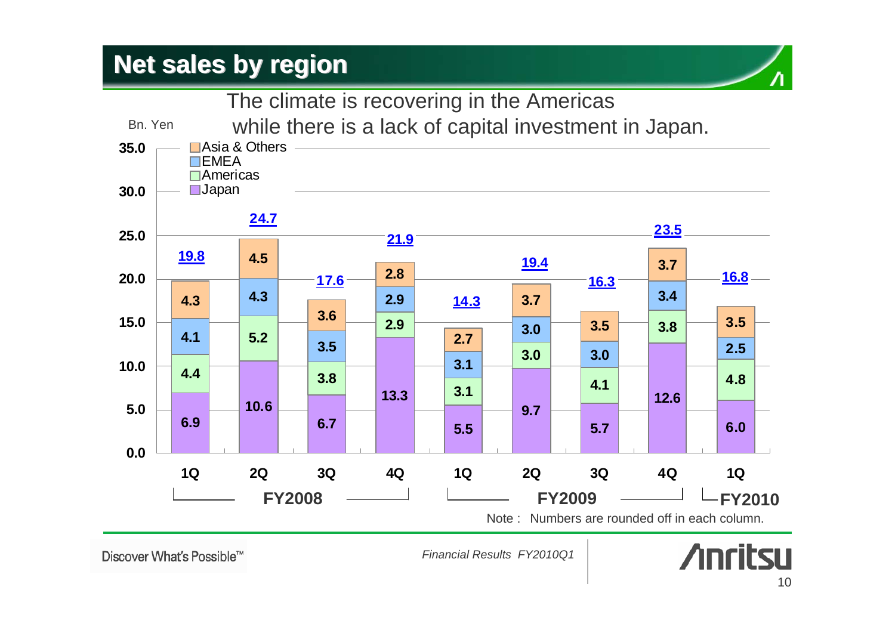# Net sales by region

The climate is recovering in the Americas while there is a lack of capital investment in Japan.

Bn. Yen

| | FY2008 1Q | FY2008 2Q | FY2008 3Q | FY2008 4Q | FY2009 1Q | FY2009 2Q | FY2009 3Q | FY2009 4Q | FY2010 1Q |
|---|---|---|---|---|---|---|---|---|---|
| Asia & Others | 4.3 | 4.5 | 3.6 | 2.8 | 2.7 | 3.7 | 3.5 | 3.7 | 3.5 |
| EMEA | 4.1 | 4.3 | 3.5 | 2.9 | 3.1 | 3.0 | 3.0 | 3.4 | 2.5 |
| Americas | 4.4 | 5.2 | 3.8 | 2.9 | 3.1 | 3.0 | 4.1 | 3.8 | 4.8 |
| Japan | 6.9 | 10.6 | 6.7 | 13.3 | 5.5 | 9.7 | 5.7 | 12.6 | 6.0 |
| Total | 19.8 | 24.7 | 17.6 | 21.9 | 14.3 | 19.4 | 16.3 | 23.5 | 16.8 |

Note : Numbers are rounded off in each column.

Financial Results FY2010Q1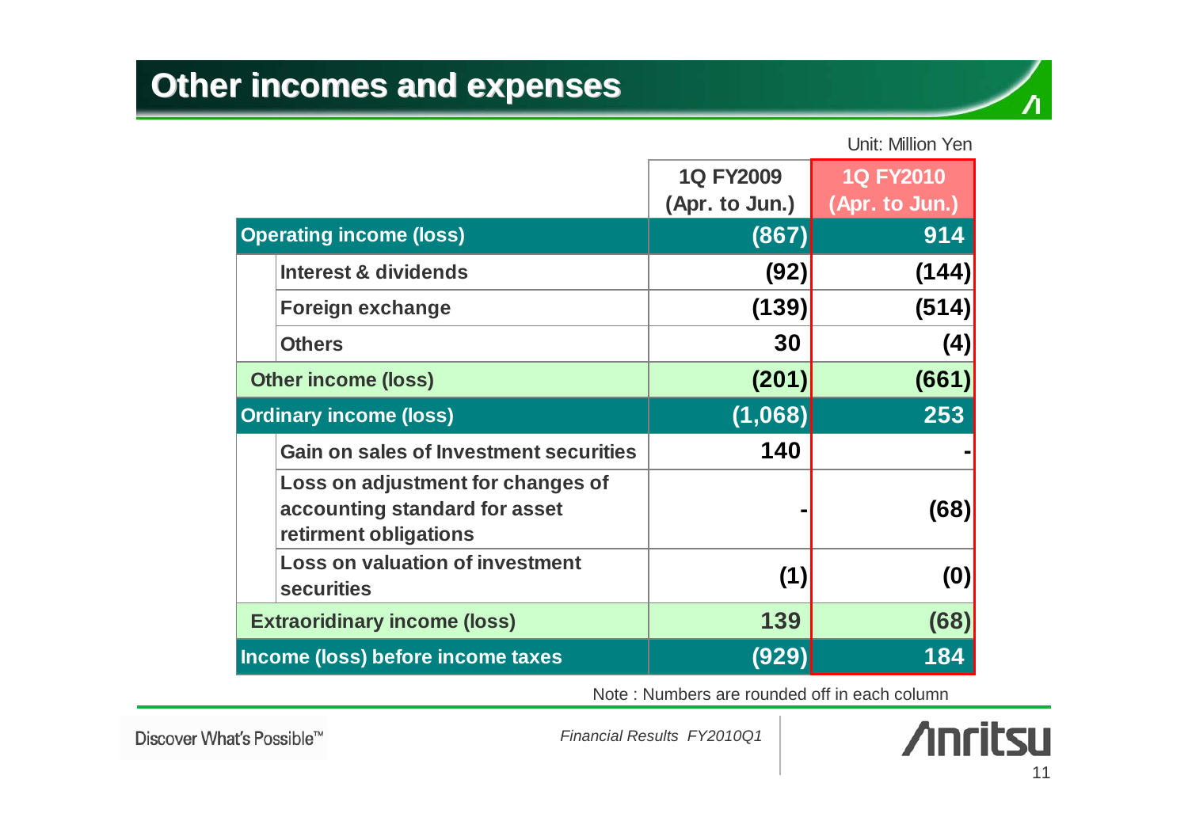# Other incomes and expenses

Unit: Million Yen

| | 1Q FY2009 (Apr. to Jun.) | 1Q FY2010 (Apr. to Jun.) |
|---|---|---|
| **Operating income (loss)** | (867) | 914 |
| Interest & dividends | (92) | (144) |
| Foreign exchange | (139) | (514) |
| Others | 30 | (4) |
| **Other income (loss)** | (201) | (661) |
| **Ordinary income (loss)** | (1,068) | 253 |
| Gain on sales of Investment securities | 140 | - |
| Loss on adjustment for changes of accounting standard for asset retirment obligations | - | (68) |
| Loss on valuation of investment securities | (1) | (0) |
| **Extraoridinary income (loss)** | 139 | (68) |
| **Income (loss) before income taxes** | (929) | 184 |

Note : Numbers are rounded off in each column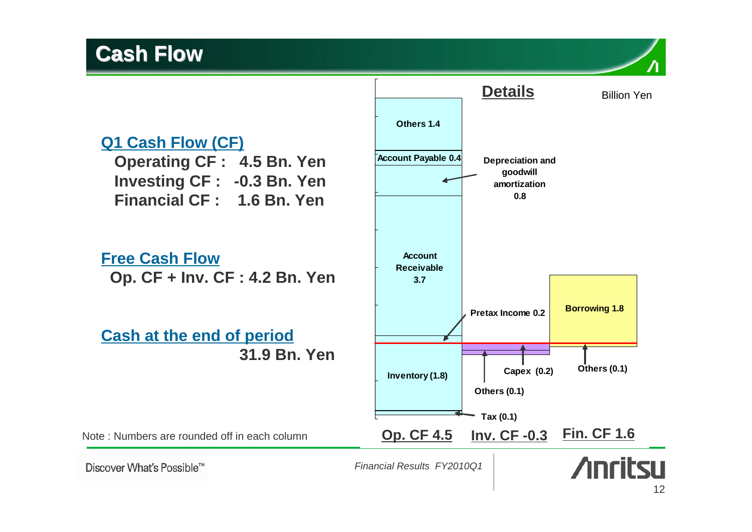# Cash Flow

## Q1 Cash Flow (CF)

**Operating CF : 4.5 Bn. Yen**
**Investing CF : -0.3 Bn. Yen**
**Financial CF : 1.6 Bn. Yen**

## Free Cash Flow

**Op. CF + Inv. CF : 4.2 Bn. Yen**

## Cash at the end of period

**31.9 Bn. Yen**

## Details

Billion Yen

**Op. CF 4.5**
- Others 1.4
- Account Payable 0.4
- Depreciation and goodwill amortization 0.8
- Account Receivable 3.7
- Pretax Income 0.2
- Inventory (1.8)
- Tax (0.1)

**Inv. CF -0.3**
- Capex (0.2)
- Others (0.1)

**Fin. CF 1.6**
- Borrowing 1.8
- Others (0.1)

Note : Numbers are rounded off in each column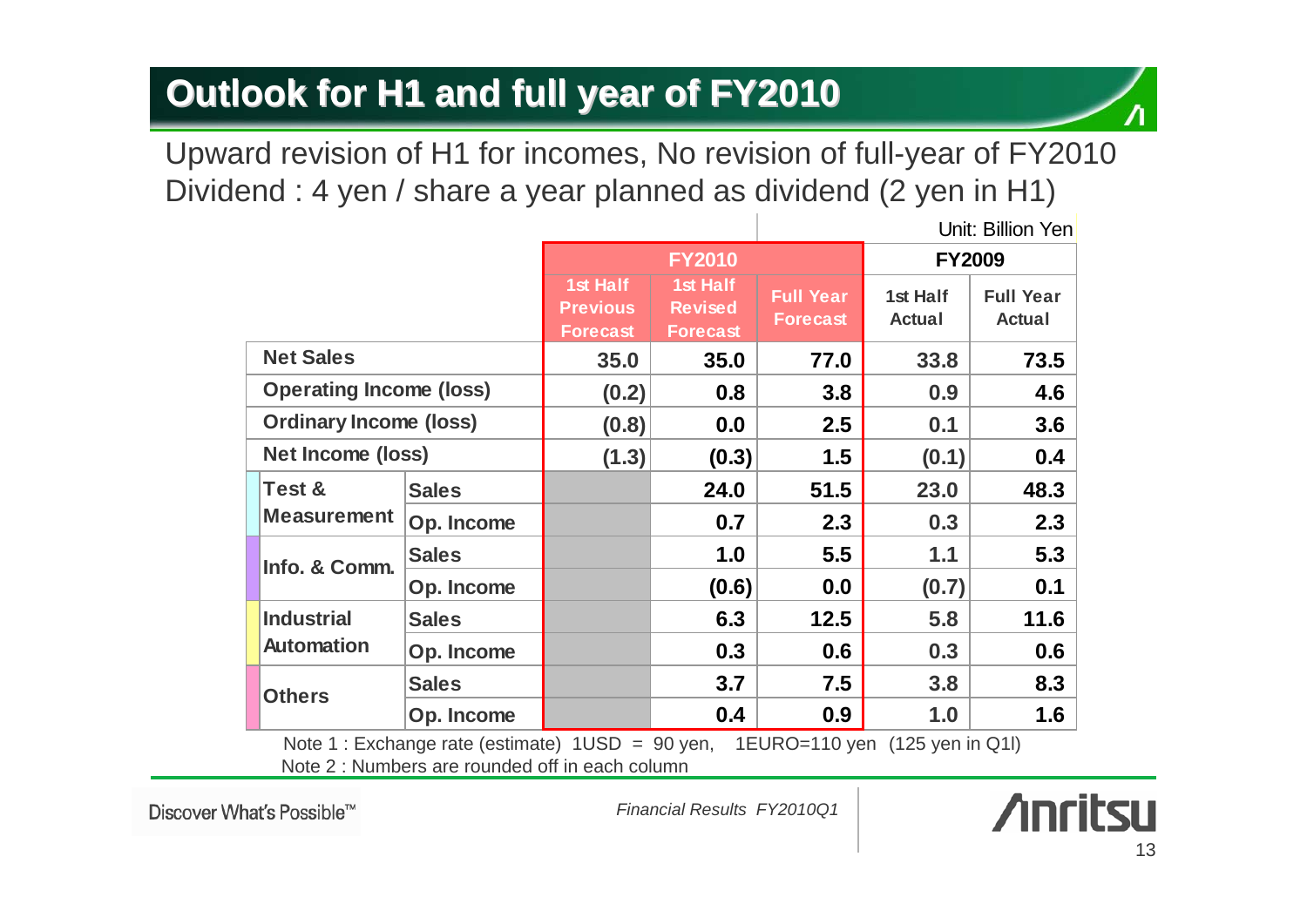# Outlook for H1 and full year of FY2010

Upward revision of H1 for incomes, No revision of full-year of FY2010

Dividend : 4 yen / share a year planned as dividend (2 yen in H1)

Unit: Billion Yen

| | | FY2010 | | | FY2009 | |
|---|---|---|---|---|---|---|
| | | 1st Half Previous Forecast | 1st Half Revised Forecast | Full Year Forecast | 1st Half Actual | Full Year Actual |
| Net Sales | | 35.0 | 35.0 | 77.0 | 33.8 | 73.5 |
| Operating Income (loss) | | (0.2) | 0.8 | 3.8 | 0.9 | 4.6 |
| Ordinary Income (loss) | | (0.8) | 0.0 | 2.5 | 0.1 | 3.6 |
| Net Income (loss) | | (1.3) | (0.3) | 1.5 | (0.1) | 0.4 |
| Test & Measurement | Sales | | 24.0 | 51.5 | 23.0 | 48.3 |
| | Op. Income | | 0.7 | 2.3 | 0.3 | 2.3 |
| Info. & Comm. | Sales | | 1.0 | 5.5 | 1.1 | 5.3 |
| | Op. Income | | (0.6) | 0.0 | (0.7) | 0.1 |
| Industrial Automation | Sales | | 6.3 | 12.5 | 5.8 | 11.6 |
| | Op. Income | | 0.3 | 0.6 | 0.3 | 0.6 |
| Others | Sales | | 3.7 | 7.5 | 3.8 | 8.3 |
| | Op. Income | | 0.4 | 0.9 | 1.0 | 1.6 |

Note 1 : Exchange rate (estimate) 1USD = 90 yen, 1EURO=110 yen (125 yen in Q1l)

Note 2 : Numbers are rounded off in each column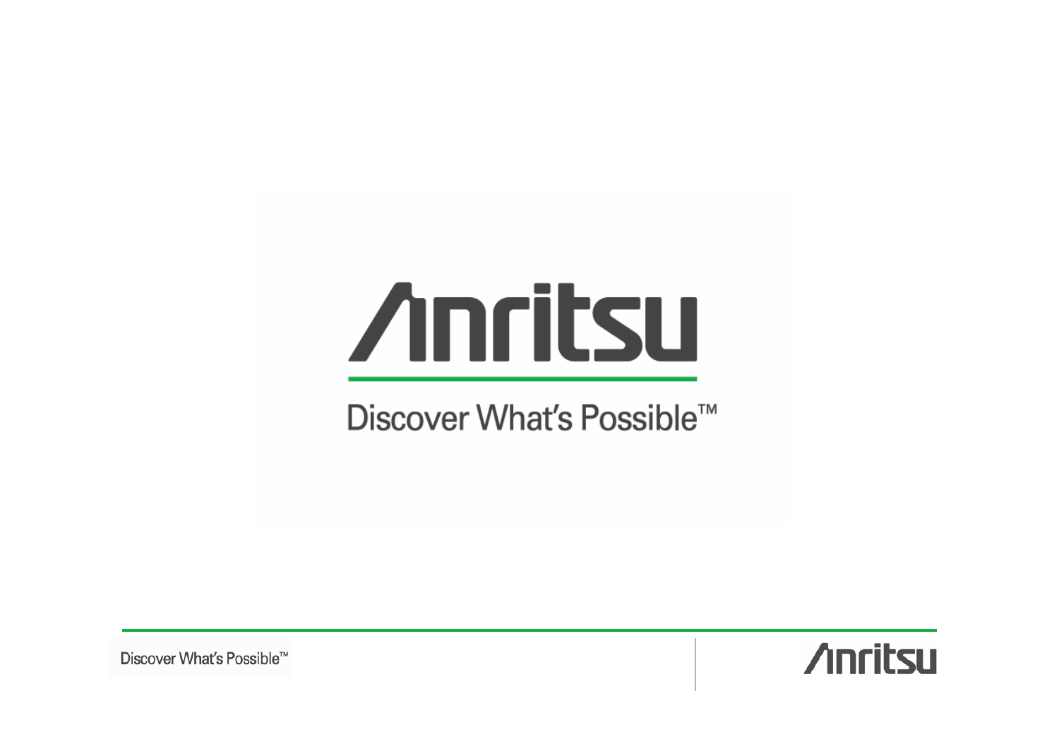Anritsu

Discover What's Possible™